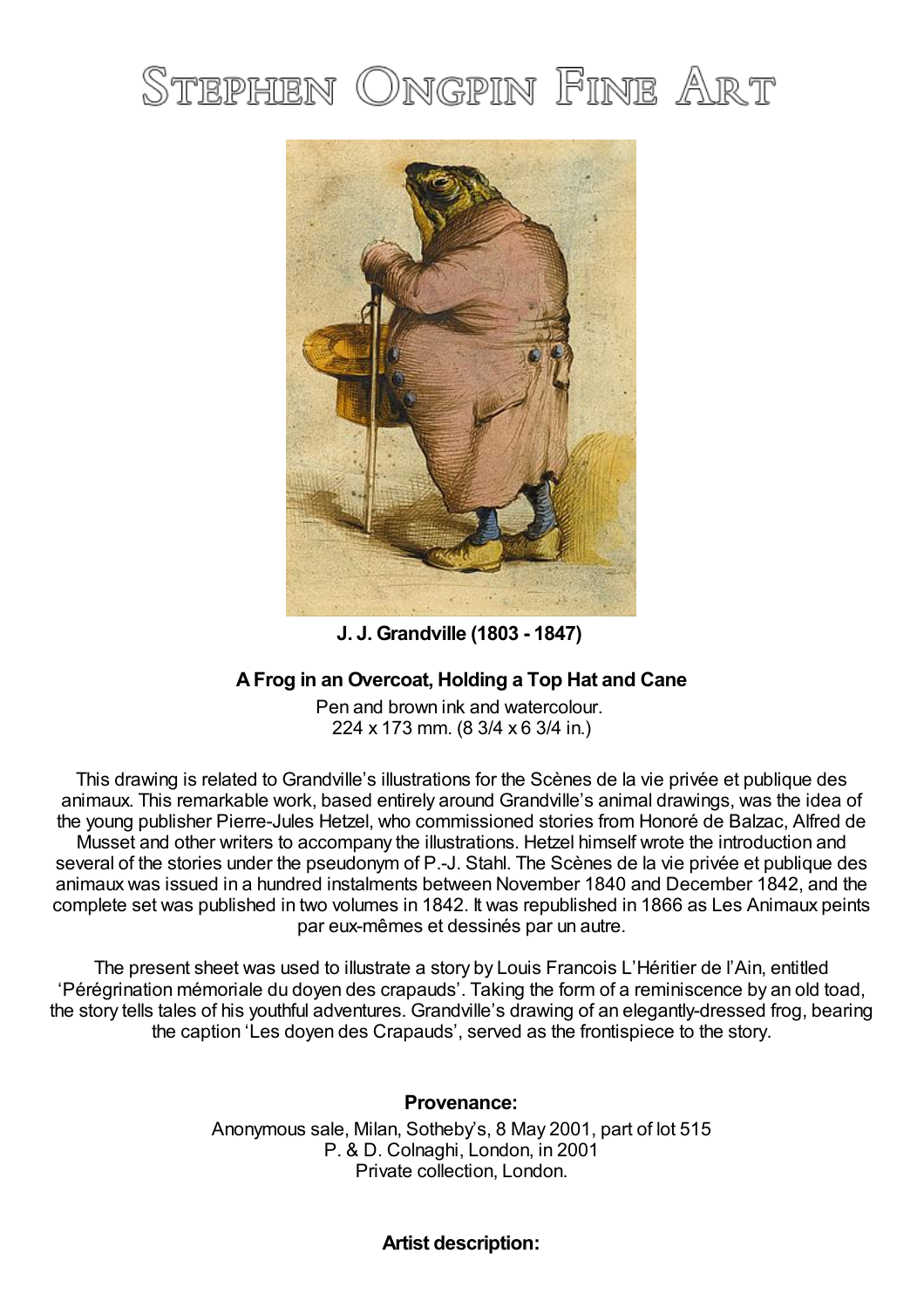# Stephen Ongpin Fine Art

**J. J. Grandville (1803 - 1847)**

**A Frog in an Overcoat, Holding a Top Hat and Cane**

Pen and brown ink and watercolour.
224 x 173 mm. (8 3/4 x 6 3/4 in.)

This drawing is related to Grandville's illustrations for the Scènes de la vie privée et publique des animaux. This remarkable work, based entirely around Grandville's animal drawings, was the idea of the young publisher Pierre-Jules Hetzel, who commissioned stories from Honoré de Balzac, Alfred de Musset and other writers to accompany the illustrations. Hetzel himself wrote the introduction and several of the stories under the pseudonym of P.-J. Stahl. The Scènes de la vie privée et publique des animaux was issued in a hundred instalments between November 1840 and December 1842, and the complete set was published in two volumes in 1842. It was republished in 1866 as Les Animaux peints par eux-mêmes et dessinés par un autre.

The present sheet was used to illustrate a story by Louis Francois L'Héritier de l'Ain, entitled 'Pérégrination mémoriale du doyen des crapauds'. Taking the form of a reminiscence by an old toad, the story tells tales of his youthful adventures. Grandville's drawing of an elegantly-dressed frog, bearing the caption 'Les doyen des Crapauds', served as the frontispiece to the story.

**Provenance:**

Anonymous sale, Milan, Sotheby's, 8 May 2001, part of lot 515
P. & D. Colnaghi, London, in 2001
Private collection, London.

**Artist description:**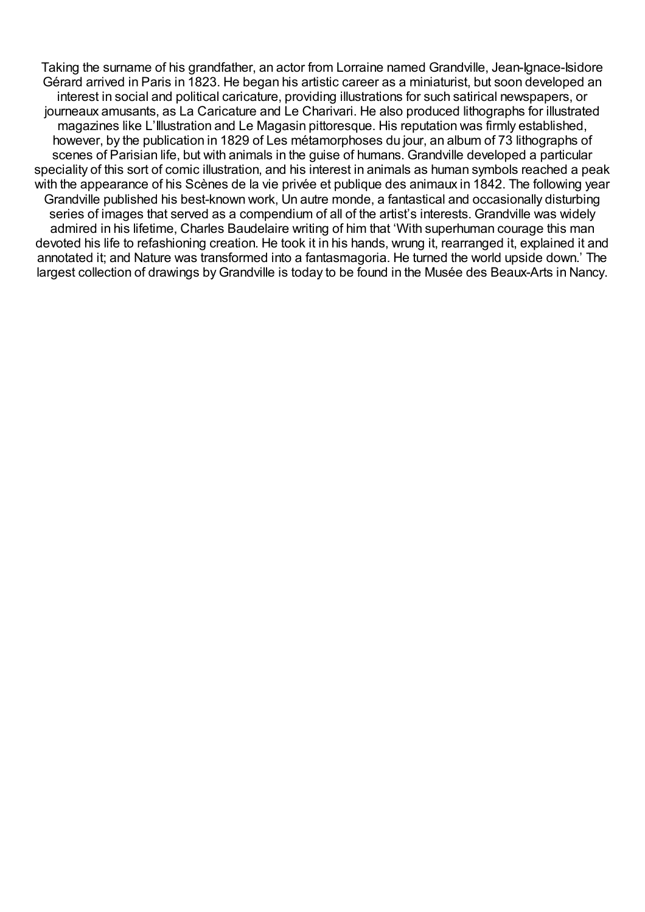Taking the surname of his grandfather, an actor from Lorraine named Grandville, Jean-Ignace-Isidore Gérard arrived in Paris in 1823. He began his artistic career as a miniaturist, but soon developed an interest in social and political caricature, providing illustrations for such satirical newspapers, or journeaux amusants, as La Caricature and Le Charivari. He also produced lithographs for illustrated magazines like L'Illustration and Le Magasin pittoresque. His reputation was firmly established, however, by the publication in 1829 of Les métamorphoses du jour, an album of 73 lithographs of scenes of Parisian life, but with animals in the guise of humans. Grandville developed a particular speciality of this sort of comic illustration, and his interest in animals as human symbols reached a peak with the appearance of his Scènes de la vie privée et publique des animaux in 1842. The following year Grandville published his best-known work, Un autre monde, a fantastical and occasionally disturbing series of images that served as a compendium of all of the artist's interests. Grandville was widely admired in his lifetime, Charles Baudelaire writing of him that 'With superhuman courage this man devoted his life to refashioning creation. He took it in his hands, wrung it, rearranged it, explained it and annotated it; and Nature was transformed into a fantasmagoria. He turned the world upside down.' The largest collection of drawings by Grandville is today to be found in the Musée des Beaux-Arts in Nancy.